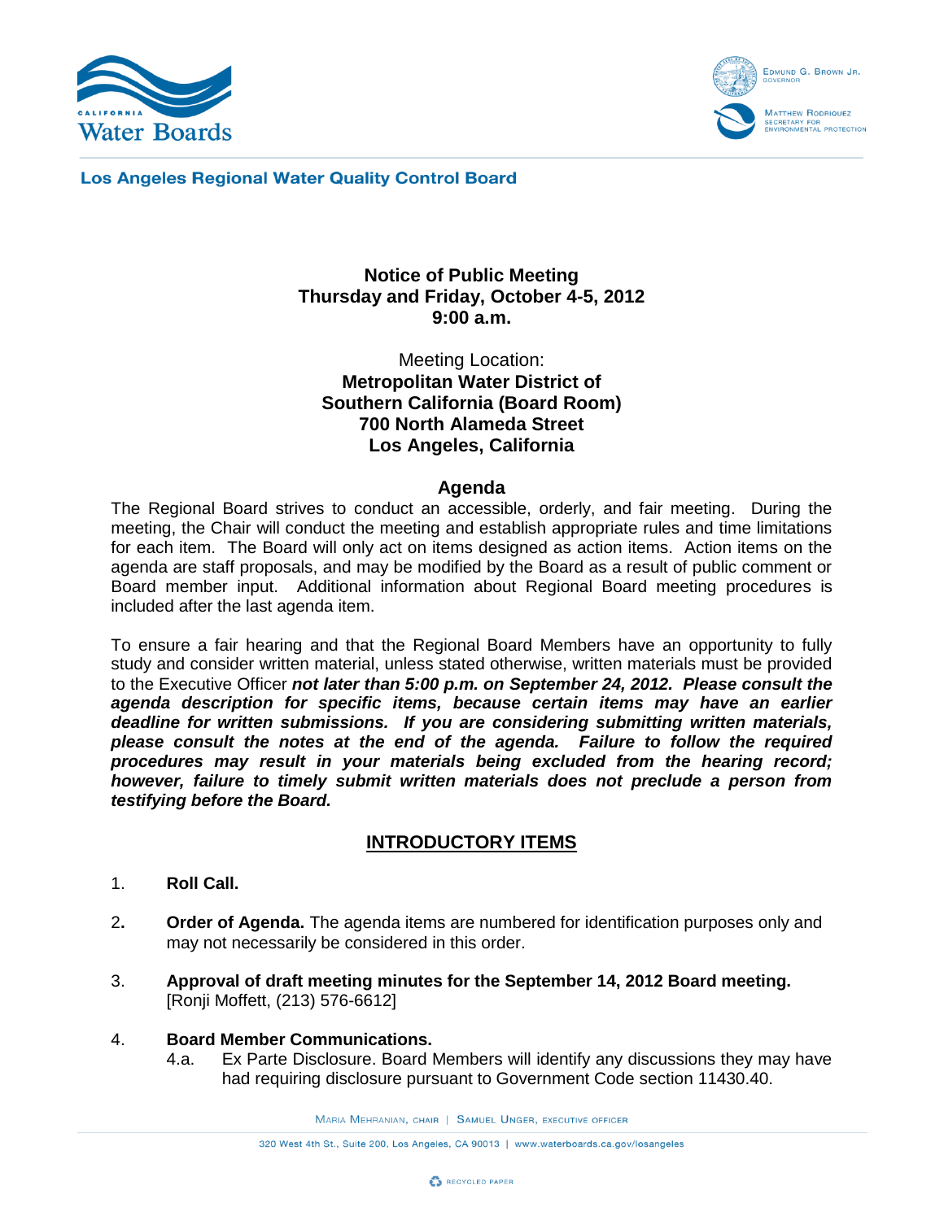Los Angeles Regional Water Quality Control Board

**Notice of Public Meeting**
**Thursday and Friday, October 4-5, 2012**
**9:00 a.m.**

Meeting Location:
**Metropolitan Water District of Southern California (Board Room)**
**700 North Alameda Street**
**Los Angeles, California**

## Agenda

The Regional Board strives to conduct an accessible, orderly, and fair meeting. During the meeting, the Chair will conduct the meeting and establish appropriate rules and time limitations for each item. The Board will only act on items designed as action items. Action items on the agenda are staff proposals, and may be modified by the Board as a result of public comment or Board member input. Additional information about Regional Board meeting procedures is included after the last agenda item.

To ensure a fair hearing and that the Regional Board Members have an opportunity to fully study and consider written material, unless stated otherwise, written materials must be provided to the Executive Officer ***not later than 5:00 p.m. on September 24, 2012. Please consult the agenda description for specific items, because certain items may have an earlier deadline for written submissions. If you are considering submitting written materials, please consult the notes at the end of the agenda. Failure to follow the required procedures may result in your materials being excluded from the hearing record; however, failure to timely submit written materials does not preclude a person from testifying before the Board.***

## INTRODUCTORY ITEMS

1. **Roll Call.**

2. **Order of Agenda.** The agenda items are numbered for identification purposes only and may not necessarily be considered in this order.

3. **Approval of draft meeting minutes for the September 14, 2012 Board meeting.** [Ronji Moffett, (213) 576-6612]

4. **Board Member Communications.**
   - 4.a. Ex Parte Disclosure. Board Members will identify any discussions they may have had requiring disclosure pursuant to Government Code section 11430.40.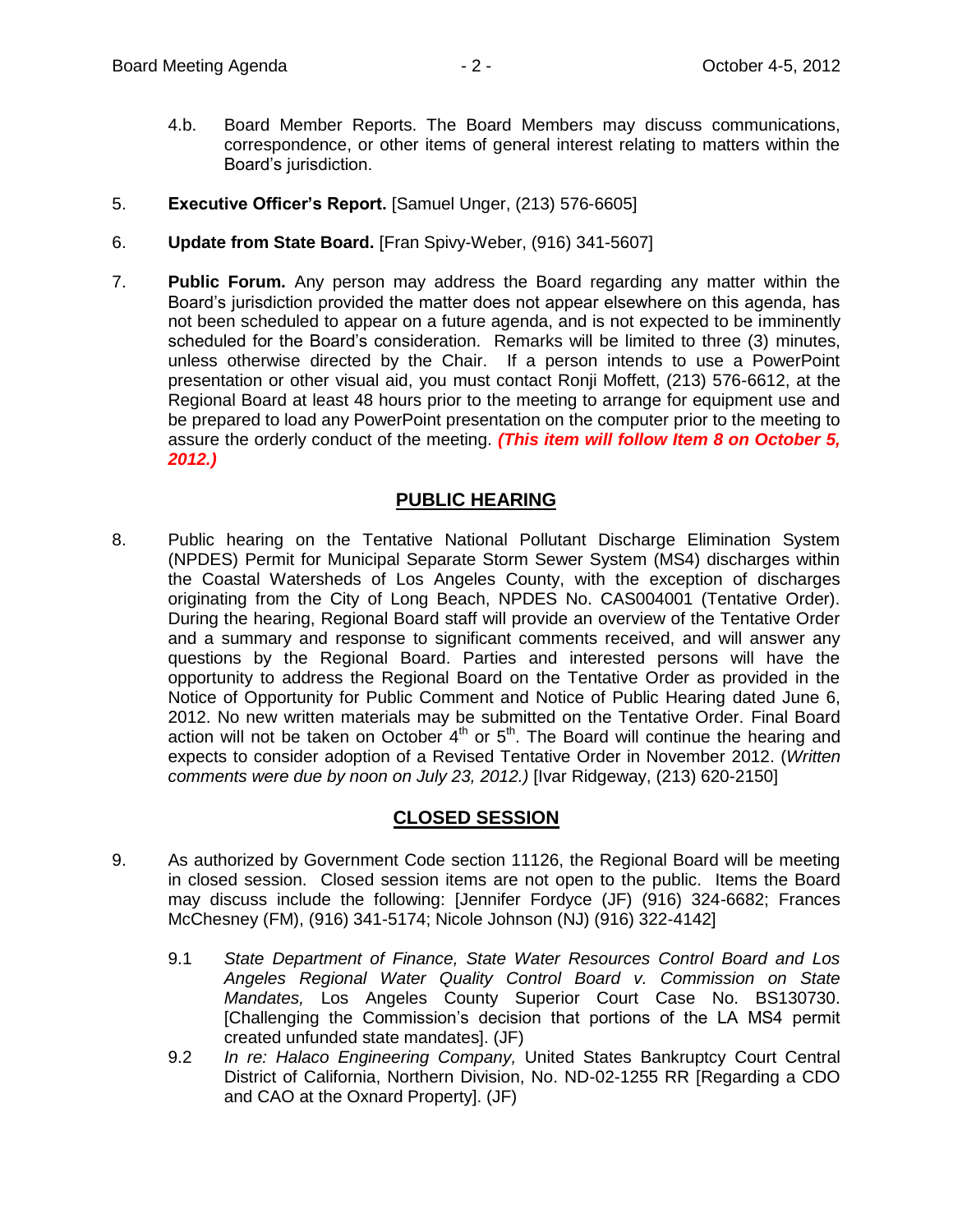4.b. Board Member Reports. The Board Members may discuss communications, correspondence, or other items of general interest relating to matters within the Board's jurisdiction.

5. **Executive Officer's Report.** [Samuel Unger, (213) 576-6605]

6. **Update from State Board.** [Fran Spivy-Weber, (916) 341-5607]

7. **Public Forum.** Any person may address the Board regarding any matter within the Board's jurisdiction provided the matter does not appear elsewhere on this agenda, has not been scheduled to appear on a future agenda, and is not expected to be imminently scheduled for the Board's consideration. Remarks will be limited to three (3) minutes, unless otherwise directed by the Chair. If a person intends to use a PowerPoint presentation or other visual aid, you must contact Ronji Moffett, (213) 576-6612, at the Regional Board at least 48 hours prior to the meeting to arrange for equipment use and be prepared to load any PowerPoint presentation on the computer prior to the meeting to assure the orderly conduct of the meeting. ***(This item will follow Item 8 on October 5, 2012.)***

## PUBLIC HEARING

8. Public hearing on the Tentative National Pollutant Discharge Elimination System (NPDES) Permit for Municipal Separate Storm Sewer System (MS4) discharges within the Coastal Watersheds of Los Angeles County, with the exception of discharges originating from the City of Long Beach, NPDES No. CAS004001 (Tentative Order). During the hearing, Regional Board staff will provide an overview of the Tentative Order and a summary and response to significant comments received, and will answer any questions by the Regional Board. Parties and interested persons will have the opportunity to address the Regional Board on the Tentative Order as provided in the Notice of Opportunity for Public Comment and Notice of Public Hearing dated June 6, 2012. No new written materials may be submitted on the Tentative Order. Final Board action will not be taken on October 4th or 5th. The Board will continue the hearing and expects to consider adoption of a Revised Tentative Order in November 2012. (*Written comments were due by noon on July 23, 2012.)* [Ivar Ridgeway, (213) 620-2150]

## CLOSED SESSION

9. As authorized by Government Code section 11126, the Regional Board will be meeting in closed session. Closed session items are not open to the public. Items the Board may discuss include the following: [Jennifer Fordyce (JF) (916) 324-6682; Frances McChesney (FM), (916) 341-5174; Nicole Johnson (NJ) (916) 322-4142]

   9.1 *State Department of Finance, State Water Resources Control Board and Los Angeles Regional Water Quality Control Board v. Commission on State Mandates,* Los Angeles County Superior Court Case No. BS130730. [Challenging the Commission's decision that portions of the LA MS4 permit created unfunded state mandates]. (JF)

   9.2 *In re: Halaco Engineering Company,* United States Bankruptcy Court Central District of California, Northern Division, No. ND-02-1255 RR [Regarding a CDO and CAO at the Oxnard Property]. (JF)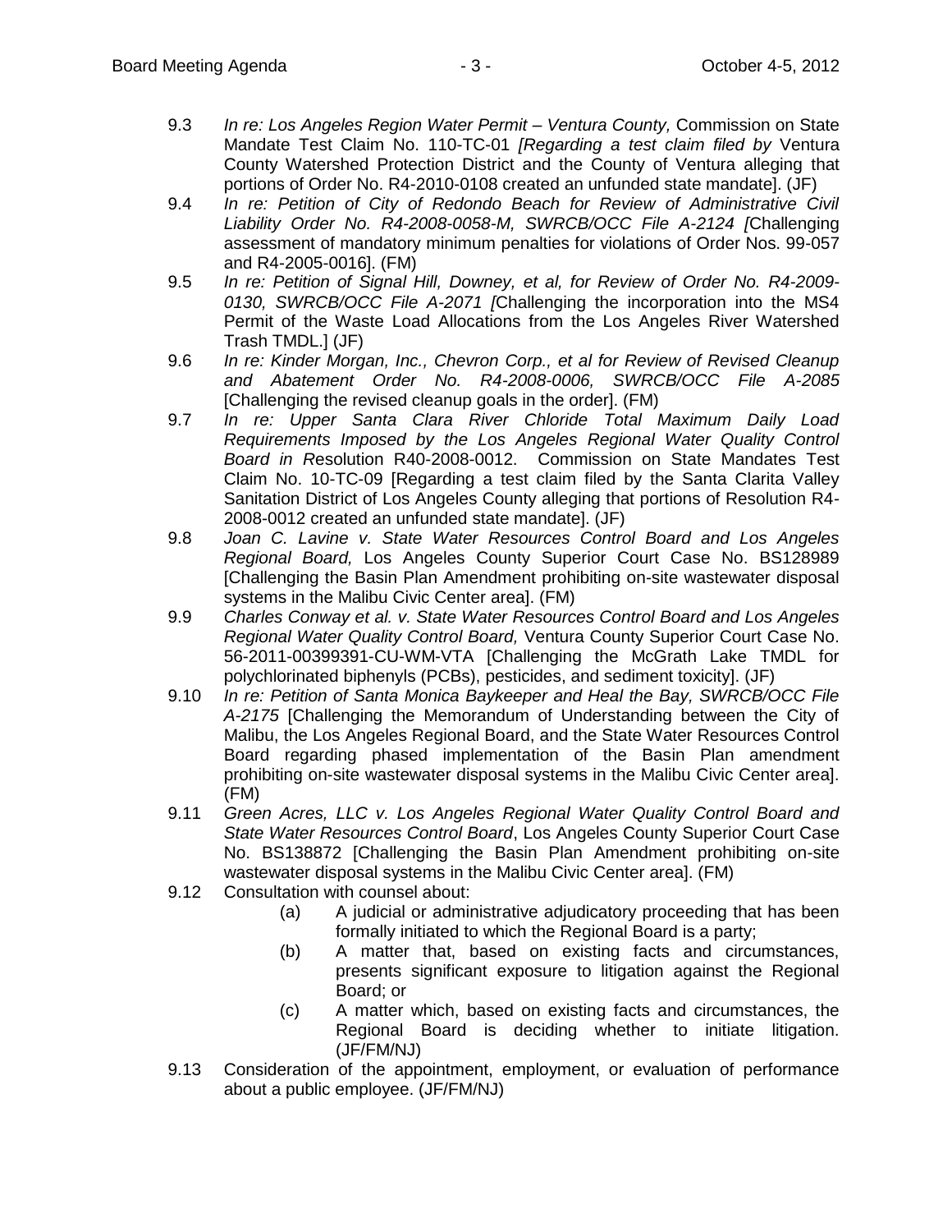9.3 *In re: Los Angeles Region Water Permit – Ventura County,* Commission on State Mandate Test Claim No. 110-TC-01 *[Regarding a test claim filed by* Ventura County Watershed Protection District and the County of Ventura alleging that portions of Order No. R4-2010-0108 created an unfunded state mandate]. (JF)

9.4 *In re: Petition of City of Redondo Beach for Review of Administrative Civil Liability Order No. R4-2008-0058-M, SWRCB/OCC File A-2124 [*Challenging assessment of mandatory minimum penalties for violations of Order Nos. 99-057 and R4-2005-0016]. (FM)

9.5 *In re: Petition of Signal Hill, Downey, et al, for Review of Order No. R4-2009-0130, SWRCB/OCC File A-2071 [*Challenging the incorporation into the MS4 Permit of the Waste Load Allocations from the Los Angeles River Watershed Trash TMDL.] (JF)

9.6 *In re: Kinder Morgan, Inc., Chevron Corp., et al for Review of Revised Cleanup and Abatement Order No. R4-2008-0006, SWRCB/OCC File A-2085* [Challenging the revised cleanup goals in the order]. (FM)

9.7 *In re: Upper Santa Clara River Chloride Total Maximum Daily Load Requirements Imposed by the Los Angeles Regional Water Quality Control Board in R*esolution R40-2008-0012. Commission on State Mandates Test Claim No. 10-TC-09 [Regarding a test claim filed by the Santa Clarita Valley Sanitation District of Los Angeles County alleging that portions of Resolution R4-2008-0012 created an unfunded state mandate]. (JF)

9.8 *Joan C. Lavine v. State Water Resources Control Board and Los Angeles Regional Board,* Los Angeles County Superior Court Case No. BS128989 [Challenging the Basin Plan Amendment prohibiting on-site wastewater disposal systems in the Malibu Civic Center area]. (FM)

9.9 *Charles Conway et al. v. State Water Resources Control Board and Los Angeles Regional Water Quality Control Board,* Ventura County Superior Court Case No. 56-2011-00399391-CU-WM-VTA [Challenging the McGrath Lake TMDL for polychlorinated biphenyls (PCBs), pesticides, and sediment toxicity]. (JF)

9.10 *In re: Petition of Santa Monica Baykeeper and Heal the Bay, SWRCB/OCC File A-2175* [Challenging the Memorandum of Understanding between the City of Malibu, the Los Angeles Regional Board, and the State Water Resources Control Board regarding phased implementation of the Basin Plan amendment prohibiting on-site wastewater disposal systems in the Malibu Civic Center area]. (FM)

9.11 *Green Acres, LLC v. Los Angeles Regional Water Quality Control Board and State Water Resources Control Board*, Los Angeles County Superior Court Case No. BS138872 [Challenging the Basin Plan Amendment prohibiting on-site wastewater disposal systems in the Malibu Civic Center area]. (FM)

9.12 Consultation with counsel about:

- (a) A judicial or administrative adjudicatory proceeding that has been formally initiated to which the Regional Board is a party;
- (b) A matter that, based on existing facts and circumstances, presents significant exposure to litigation against the Regional Board; or
- (c) A matter which, based on existing facts and circumstances, the Regional Board is deciding whether to initiate litigation. (JF/FM/NJ)

9.13 Consideration of the appointment, employment, or evaluation of performance about a public employee. (JF/FM/NJ)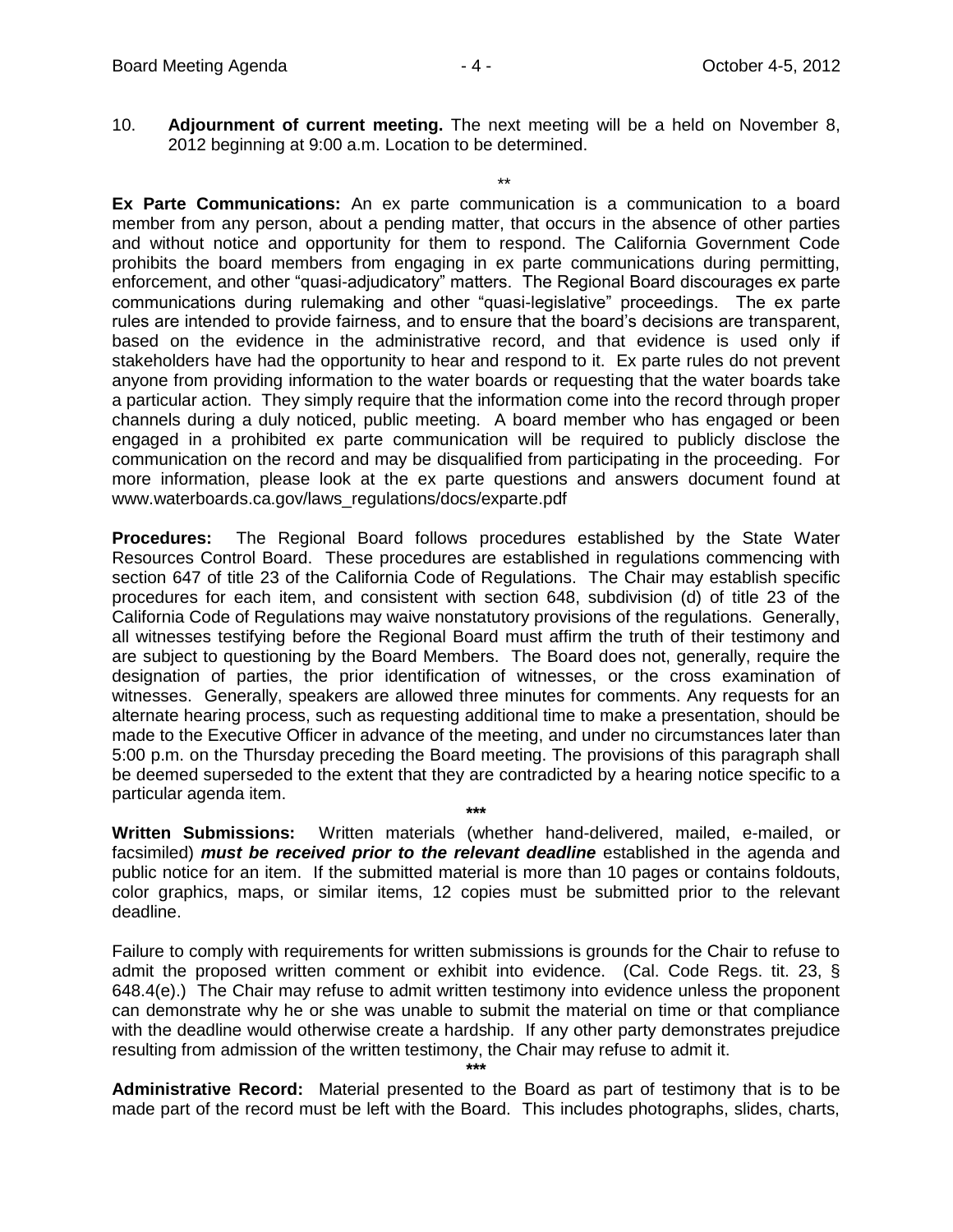10. **Adjournment of current meeting.** The next meeting will be a held on November 8, 2012 beginning at 9:00 a.m. Location to be determined.

**

**Ex Parte Communications:** An ex parte communication is a communication to a board member from any person, about a pending matter, that occurs in the absence of other parties and without notice and opportunity for them to respond. The California Government Code prohibits the board members from engaging in ex parte communications during permitting, enforcement, and other "quasi-adjudicatory" matters. The Regional Board discourages ex parte communications during rulemaking and other "quasi-legislative" proceedings. The ex parte rules are intended to provide fairness, and to ensure that the board's decisions are transparent, based on the evidence in the administrative record, and that evidence is used only if stakeholders have had the opportunity to hear and respond to it. Ex parte rules do not prevent anyone from providing information to the water boards or requesting that the water boards take a particular action. They simply require that the information come into the record through proper channels during a duly noticed, public meeting. A board member who has engaged or been engaged in a prohibited ex parte communication will be required to publicly disclose the communication on the record and may be disqualified from participating in the proceeding. For more information, please look at the ex parte questions and answers document found at www.waterboards.ca.gov/laws_regulations/docs/exparte.pdf

**Procedures:** The Regional Board follows procedures established by the State Water Resources Control Board. These procedures are established in regulations commencing with section 647 of title 23 of the California Code of Regulations. The Chair may establish specific procedures for each item, and consistent with section 648, subdivision (d) of title 23 of the California Code of Regulations may waive nonstatutory provisions of the regulations. Generally, all witnesses testifying before the Regional Board must affirm the truth of their testimony and are subject to questioning by the Board Members. The Board does not, generally, require the designation of parties, the prior identification of witnesses, or the cross examination of witnesses. Generally, speakers are allowed three minutes for comments. Any requests for an alternate hearing process, such as requesting additional time to make a presentation, should be made to the Executive Officer in advance of the meeting, and under no circumstances later than 5:00 p.m. on the Thursday preceding the Board meeting. The provisions of this paragraph shall be deemed superseded to the extent that they are contradicted by a hearing notice specific to a particular agenda item.

***

**Written Submissions:** Written materials (whether hand-delivered, mailed, e-mailed, or facsimiled) ***must be received prior to the relevant deadline*** established in the agenda and public notice for an item. If the submitted material is more than 10 pages or contains foldouts, color graphics, maps, or similar items, 12 copies must be submitted prior to the relevant deadline.

Failure to comply with requirements for written submissions is grounds for the Chair to refuse to admit the proposed written comment or exhibit into evidence. (Cal. Code Regs. tit. 23, § 648.4(e).) The Chair may refuse to admit written testimony into evidence unless the proponent can demonstrate why he or she was unable to submit the material on time or that compliance with the deadline would otherwise create a hardship. If any other party demonstrates prejudice resulting from admission of the written testimony, the Chair may refuse to admit it.

***

**Administrative Record:** Material presented to the Board as part of testimony that is to be made part of the record must be left with the Board. This includes photographs, slides, charts,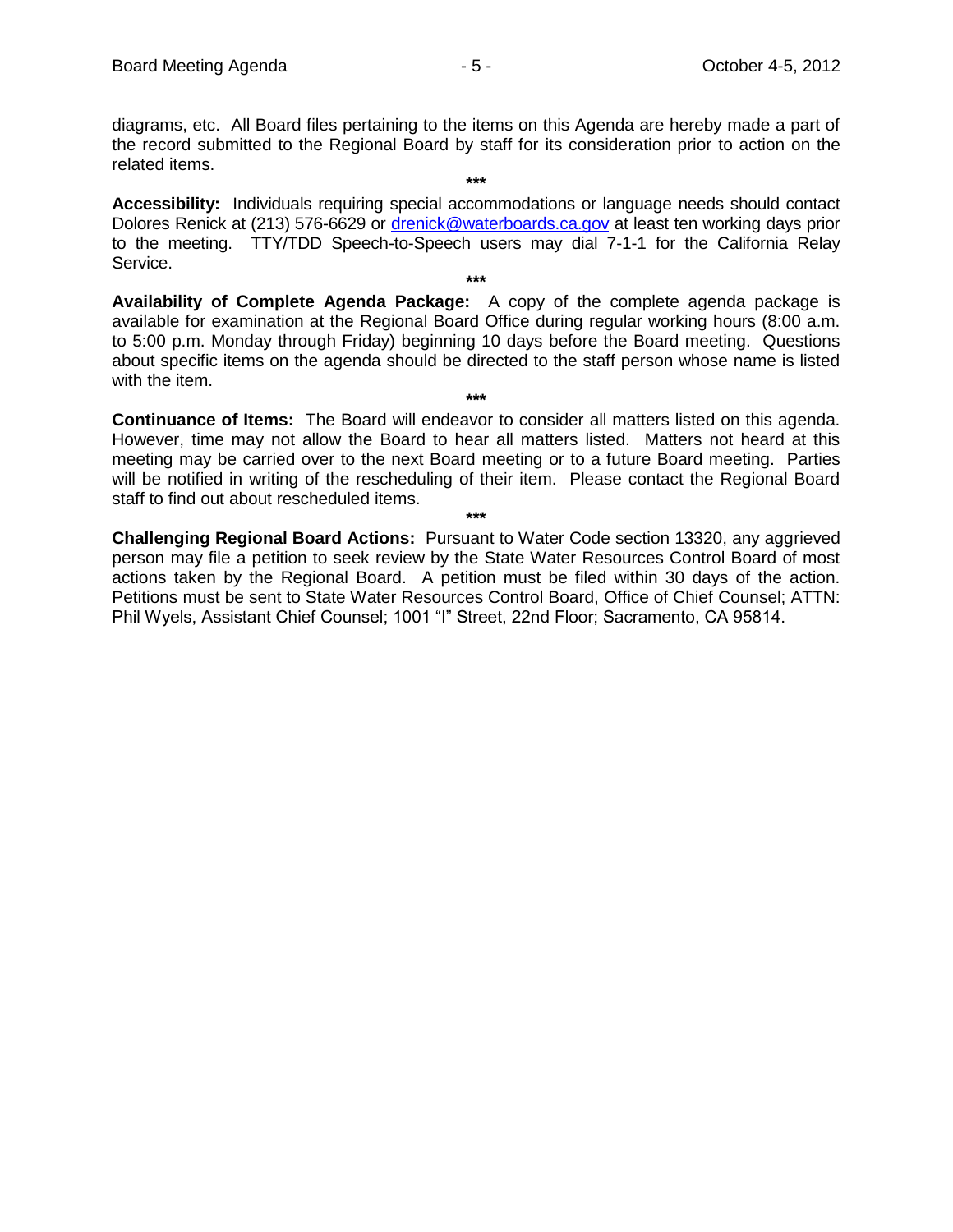diagrams, etc. All Board files pertaining to the items on this Agenda are hereby made a part of the record submitted to the Regional Board by staff for its consideration prior to action on the related items.

***

**Accessibility:** Individuals requiring special accommodations or language needs should contact Dolores Renick at (213) 576-6629 or drenick@waterboards.ca.gov at least ten working days prior to the meeting. TTY/TDD Speech-to-Speech users may dial 7-1-1 for the California Relay Service.

***

**Availability of Complete Agenda Package:** A copy of the complete agenda package is available for examination at the Regional Board Office during regular working hours (8:00 a.m. to 5:00 p.m. Monday through Friday) beginning 10 days before the Board meeting. Questions about specific items on the agenda should be directed to the staff person whose name is listed with the item.

***

**Continuance of Items:** The Board will endeavor to consider all matters listed on this agenda. However, time may not allow the Board to hear all matters listed. Matters not heard at this meeting may be carried over to the next Board meeting or to a future Board meeting. Parties will be notified in writing of the rescheduling of their item. Please contact the Regional Board staff to find out about rescheduled items.

***

**Challenging Regional Board Actions:** Pursuant to Water Code section 13320, any aggrieved person may file a petition to seek review by the State Water Resources Control Board of most actions taken by the Regional Board. A petition must be filed within 30 days of the action. Petitions must be sent to State Water Resources Control Board, Office of Chief Counsel; ATTN: Phil Wyels, Assistant Chief Counsel; 1001 "I" Street, 22nd Floor; Sacramento, CA 95814.